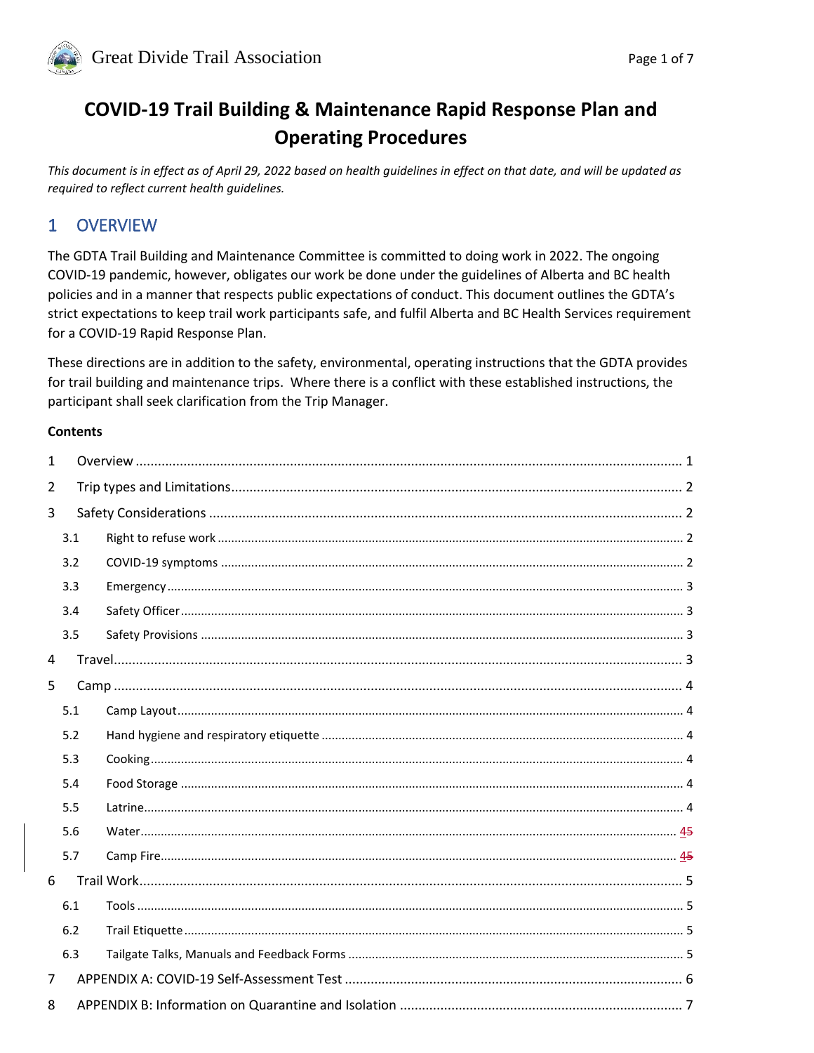#### COVID-19 Trail Building & Maintenance Rapid Response Plan and Operating Procedures

*This document is in effect as of April 29, 2022 based on health guidelines in effect on that date, and will be updated as required to reflect current health guidelines.*

## 1 OVERVIEW

The GDTA Trail Building and Maintenance Committee is committed to doing work in 2022. The ongoing COVID-19 pandemic, however, obligates our work be done under the guidelines of Alberta and BC health policies and in a manner that respects public expectations of conduct. This document outlines the GDTA's strict expectations to keep trail work participants safe, and fulfil Alberta and BC Health Services requirement for a COVID-19 Rapid Response Plan.

These directions are in addition to the safety, environmental, operating instructions that the GDTA provides for trail building and maintenance trips. Where there is a conflict with these established instructions, the participant shall seek clarification from the Trip Manager.

**Contents**

1 Overview ..... 1
2 Trip types and Limitations ..... 2
3 Safety Considerations ..... 2
  3.1 Right to refuse work ..... 2
  3.2 COVID-19 symptoms ..... 2
  3.3 Emergency ..... 3
  3.4 Safety Officer ..... 3
  3.5 Safety Provisions ..... 3
4 Travel ..... 3
5 Camp ..... 4
  5.1 Camp Layout ..... 4
  5.2 Hand hygiene and respiratory etiquette ..... 4
  5.3 Cooking ..... 4
  5.4 Food Storage ..... 4
  5.5 Latrine ..... 4
  5.6 Water ..... 45
  5.7 Camp Fire ..... 45
6 Trail Work ..... 5
  6.1 Tools ..... 5
  6.2 Trail Etiquette ..... 5
  6.3 Tailgate Talks, Manuals and Feedback Forms ..... 5
7 APPENDIX A: COVID-19 Self-Assessment Test ..... 6
8 APPENDIX B: Information on Quarantine and Isolation ..... 7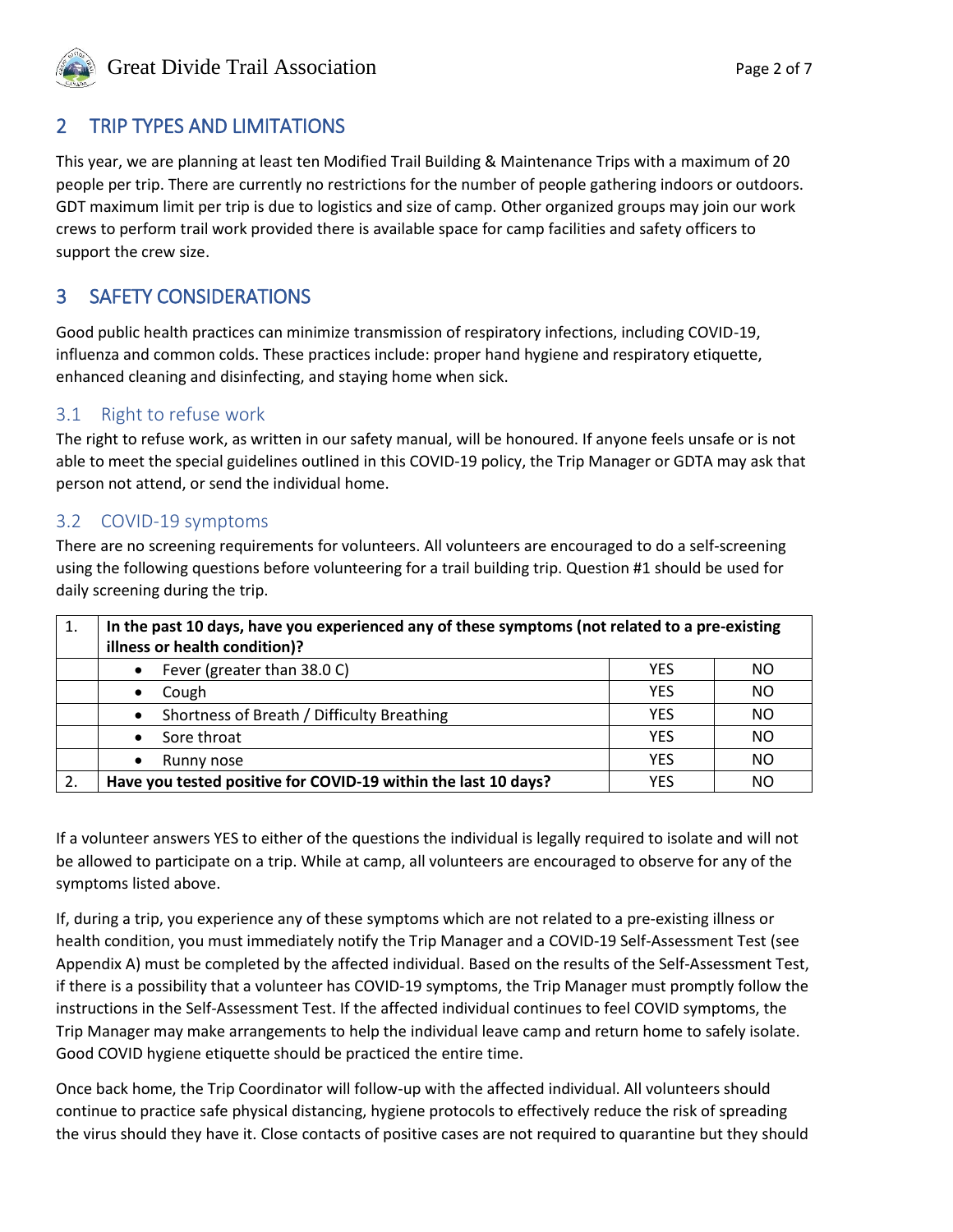## 2 TRIP TYPES AND LIMITATIONS

This year, we are planning at least ten Modified Trail Building & Maintenance Trips with a maximum of 20 people per trip. There are currently no restrictions for the number of people gathering indoors or outdoors. GDT maximum limit per trip is due to logistics and size of camp. Other organized groups may join our work crews to perform trail work provided there is available space for camp facilities and safety officers to support the crew size.

## 3 SAFETY CONSIDERATIONS

Good public health practices can minimize transmission of respiratory infections, including COVID-19, influenza and common colds. These practices include: proper hand hygiene and respiratory etiquette, enhanced cleaning and disinfecting, and staying home when sick.

### 3.1 Right to refuse work

The right to refuse work, as written in our safety manual, will be honoured. If anyone feels unsafe or is not able to meet the special guidelines outlined in this COVID-19 policy, the Trip Manager or GDTA may ask that person not attend, or send the individual home.

### 3.2 COVID-19 symptoms

There are no screening requirements for volunteers. All volunteers are encouraged to do a self-screening using the following questions before volunteering for a trail building trip. Question #1 should be used for daily screening during the trip.

| 1. | **In the past 10 days, have you experienced any of these symptoms (not related to a pre-existing illness or health condition)?** | | |
|---|---|---|---|
| | • Fever (greater than 38.0 C) | YES | NO |
| | • Cough | YES | NO |
| | • Shortness of Breath / Difficulty Breathing | YES | NO |
| | • Sore throat | YES | NO |
| | • Runny nose | YES | NO |
| 2. | **Have you tested positive for COVID-19 within the last 10 days?** | YES | NO |

If a volunteer answers YES to either of the questions the individual is legally required to isolate and will not be allowed to participate on a trip. While at camp, all volunteers are encouraged to observe for any of the symptoms listed above.

If, during a trip, you experience any of these symptoms which are not related to a pre-existing illness or health condition, you must immediately notify the Trip Manager and a COVID-19 Self-Assessment Test (see Appendix A) must be completed by the affected individual. Based on the results of the Self-Assessment Test, if there is a possibility that a volunteer has COVID-19 symptoms, the Trip Manager must promptly follow the instructions in the Self-Assessment Test. If the affected individual continues to feel COVID symptoms, the Trip Manager may make arrangements to help the individual leave camp and return home to safely isolate. Good COVID hygiene etiquette should be practiced the entire time.

Once back home, the Trip Coordinator will follow-up with the affected individual. All volunteers should continue to practice safe physical distancing, hygiene protocols to effectively reduce the risk of spreading the virus should they have it. Close contacts of positive cases are not required to quarantine but they should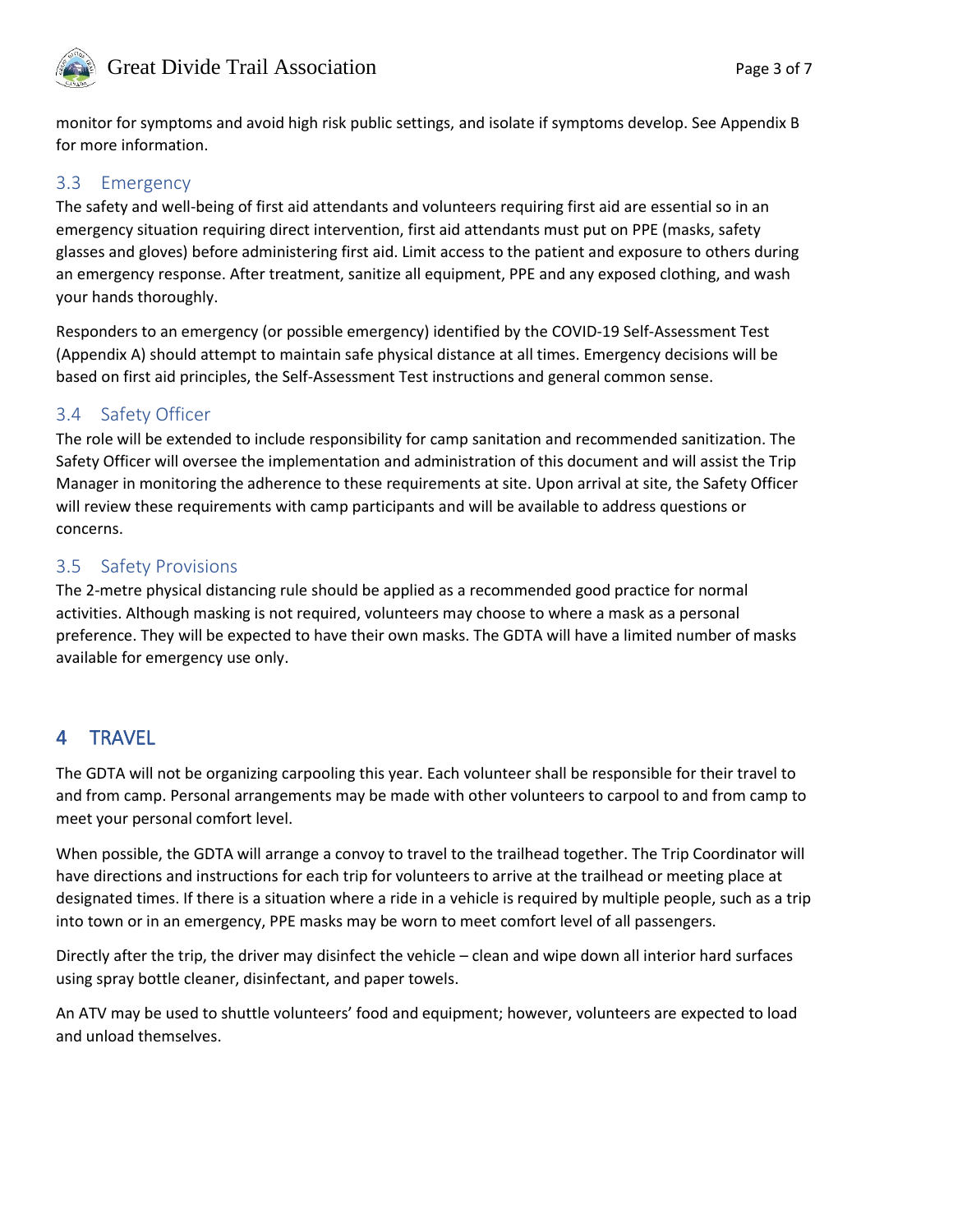monitor for symptoms and avoid high risk public settings, and isolate if symptoms develop. See Appendix B for more information.

### 3.3 Emergency

The safety and well-being of first aid attendants and volunteers requiring first aid are essential so in an emergency situation requiring direct intervention, first aid attendants must put on PPE (masks, safety glasses and gloves) before administering first aid. Limit access to the patient and exposure to others during an emergency response. After treatment, sanitize all equipment, PPE and any exposed clothing, and wash your hands thoroughly.

Responders to an emergency (or possible emergency) identified by the COVID-19 Self-Assessment Test (Appendix A) should attempt to maintain safe physical distance at all times. Emergency decisions will be based on first aid principles, the Self-Assessment Test instructions and general common sense.

### 3.4 Safety Officer

The role will be extended to include responsibility for camp sanitation and recommended sanitization. The Safety Officer will oversee the implementation and administration of this document and will assist the Trip Manager in monitoring the adherence to these requirements at site. Upon arrival at site, the Safety Officer will review these requirements with camp participants and will be available to address questions or concerns.

### 3.5 Safety Provisions

The 2-metre physical distancing rule should be applied as a recommended good practice for normal activities. Although masking is not required, volunteers may choose to where a mask as a personal preference. They will be expected to have their own masks. The GDTA will have a limited number of masks available for emergency use only.

## 4 TRAVEL

The GDTA will not be organizing carpooling this year. Each volunteer shall be responsible for their travel to and from camp. Personal arrangements may be made with other volunteers to carpool to and from camp to meet your personal comfort level.

When possible, the GDTA will arrange a convoy to travel to the trailhead together. The Trip Coordinator will have directions and instructions for each trip for volunteers to arrive at the trailhead or meeting place at designated times. If there is a situation where a ride in a vehicle is required by multiple people, such as a trip into town or in an emergency, PPE masks may be worn to meet comfort level of all passengers.

Directly after the trip, the driver may disinfect the vehicle – clean and wipe down all interior hard surfaces using spray bottle cleaner, disinfectant, and paper towels.

An ATV may be used to shuttle volunteers' food and equipment; however, volunteers are expected to load and unload themselves.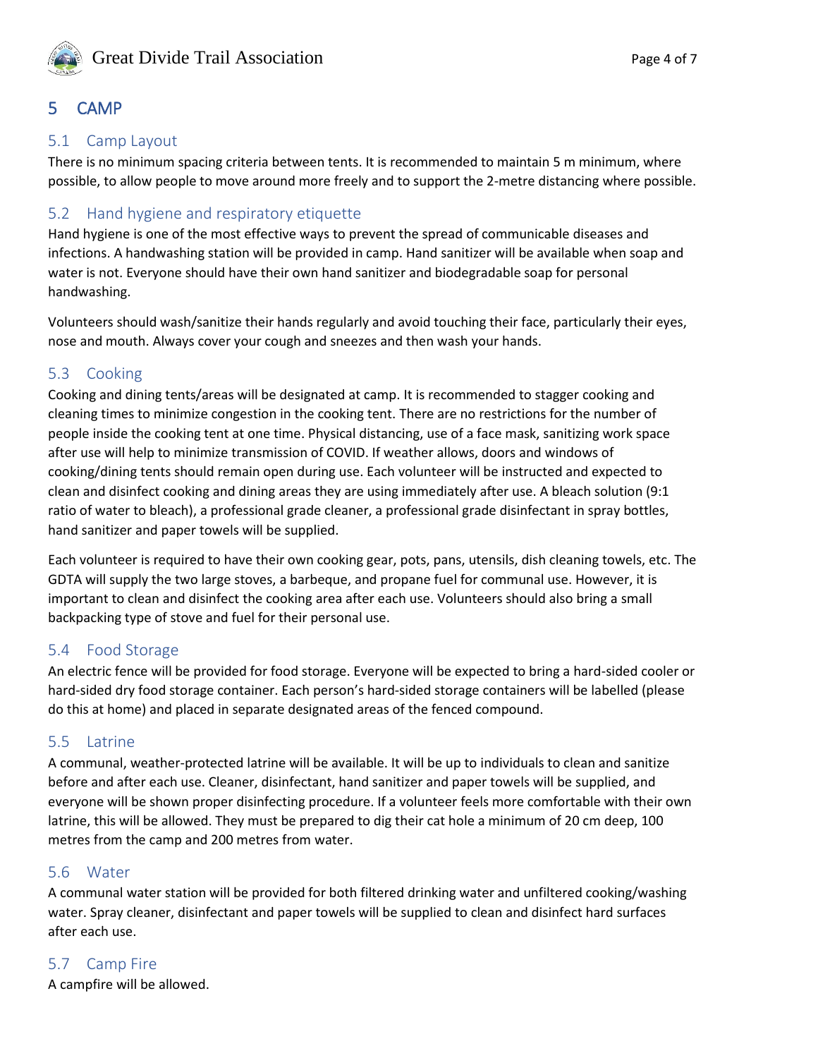# 5 CAMP

## 5.1 Camp Layout

There is no minimum spacing criteria between tents. It is recommended to maintain 5 m minimum, where possible, to allow people to move around more freely and to support the 2-metre distancing where possible.

## 5.2 Hand hygiene and respiratory etiquette

Hand hygiene is one of the most effective ways to prevent the spread of communicable diseases and infections. A handwashing station will be provided in camp. Hand sanitizer will be available when soap and water is not. Everyone should have their own hand sanitizer and biodegradable soap for personal handwashing.

Volunteers should wash/sanitize their hands regularly and avoid touching their face, particularly their eyes, nose and mouth. Always cover your cough and sneezes and then wash your hands.

## 5.3 Cooking

Cooking and dining tents/areas will be designated at camp. It is recommended to stagger cooking and cleaning times to minimize congestion in the cooking tent. There are no restrictions for the number of people inside the cooking tent at one time. Physical distancing, use of a face mask, sanitizing work space after use will help to minimize transmission of COVID. If weather allows, doors and windows of cooking/dining tents should remain open during use. Each volunteer will be instructed and expected to clean and disinfect cooking and dining areas they are using immediately after use. A bleach solution (9:1 ratio of water to bleach), a professional grade cleaner, a professional grade disinfectant in spray bottles, hand sanitizer and paper towels will be supplied.

Each volunteer is required to have their own cooking gear, pots, pans, utensils, dish cleaning towels, etc. The GDTA will supply the two large stoves, a barbeque, and propane fuel for communal use. However, it is important to clean and disinfect the cooking area after each use. Volunteers should also bring a small backpacking type of stove and fuel for their personal use.

## 5.4 Food Storage

An electric fence will be provided for food storage. Everyone will be expected to bring a hard-sided cooler or hard-sided dry food storage container. Each person's hard-sided storage containers will be labelled (please do this at home) and placed in separate designated areas of the fenced compound.

## 5.5 Latrine

A communal, weather-protected latrine will be available. It will be up to individuals to clean and sanitize before and after each use. Cleaner, disinfectant, hand sanitizer and paper towels will be supplied, and everyone will be shown proper disinfecting procedure. If a volunteer feels more comfortable with their own latrine, this will be allowed. They must be prepared to dig their cat hole a minimum of 20 cm deep, 100 metres from the camp and 200 metres from water.

## 5.6 Water

A communal water station will be provided for both filtered drinking water and unfiltered cooking/washing water. Spray cleaner, disinfectant and paper towels will be supplied to clean and disinfect hard surfaces after each use.

## 5.7 Camp Fire

A campfire will be allowed.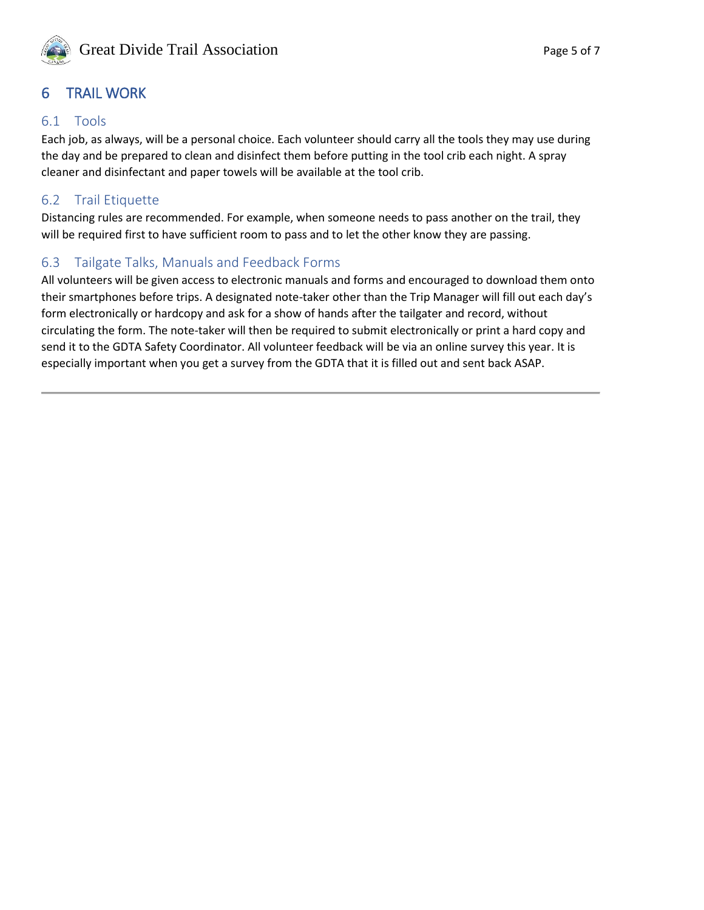# 6 TRAIL WORK

## 6.1 Tools

Each job, as always, will be a personal choice. Each volunteer should carry all the tools they may use during the day and be prepared to clean and disinfect them before putting in the tool crib each night. A spray cleaner and disinfectant and paper towels will be available at the tool crib.

## 6.2 Trail Etiquette

Distancing rules are recommended. For example, when someone needs to pass another on the trail, they will be required first to have sufficient room to pass and to let the other know they are passing.

## 6.3 Tailgate Talks, Manuals and Feedback Forms

All volunteers will be given access to electronic manuals and forms and encouraged to download them onto their smartphones before trips. A designated note-taker other than the Trip Manager will fill out each day's form electronically or hardcopy and ask for a show of hands after the tailgater and record, without circulating the form. The note-taker will then be required to submit electronically or print a hard copy and send it to the GDTA Safety Coordinator. All volunteer feedback will be via an online survey this year. It is especially important when you get a survey from the GDTA that it is filled out and sent back ASAP.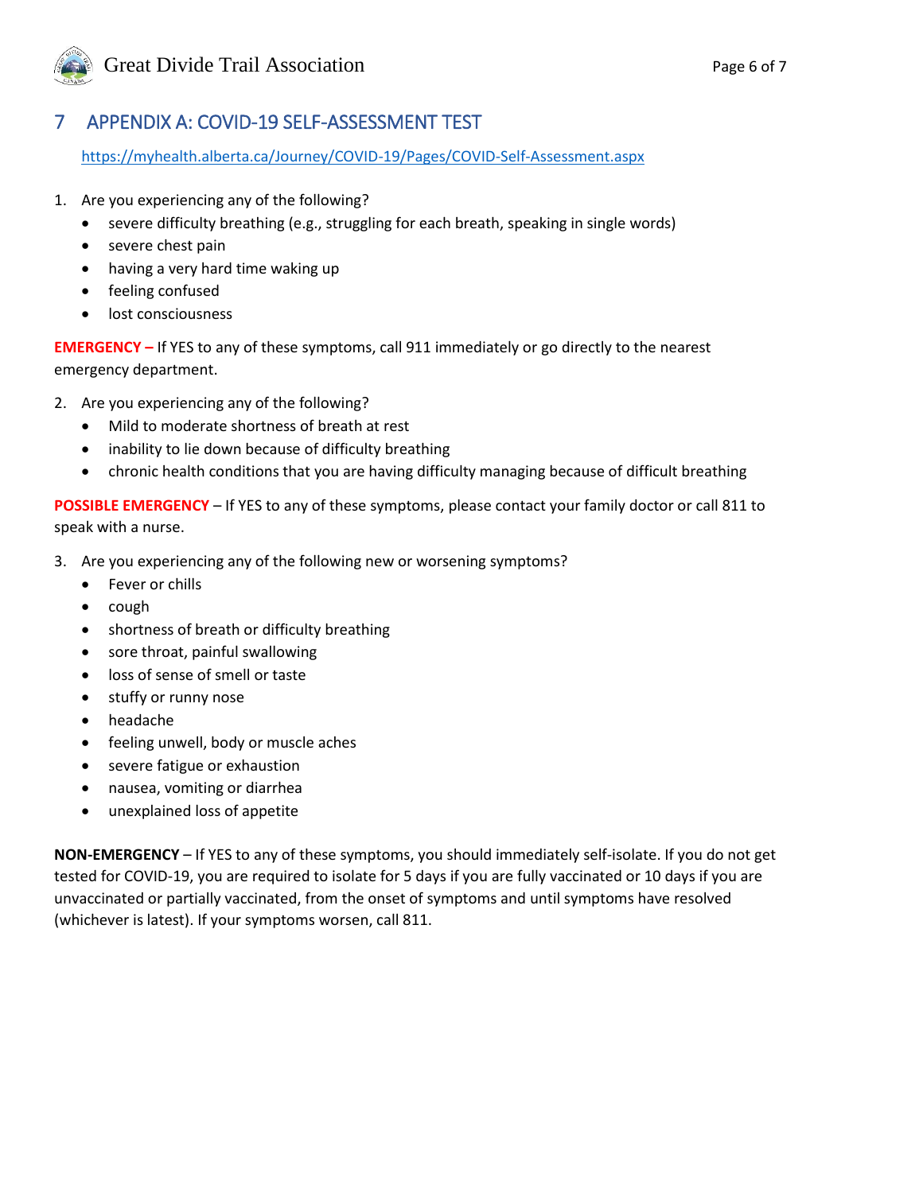# 7 APPENDIX A: COVID-19 SELF-ASSESSMENT TEST

https://myhealth.alberta.ca/Journey/COVID-19/Pages/COVID-Self-Assessment.aspx

1. Are you experiencing any of the following?
   - severe difficulty breathing (e.g., struggling for each breath, speaking in single words)
   - severe chest pain
   - having a very hard time waking up
   - feeling confused
   - lost consciousness

**EMERGENCY –** If YES to any of these symptoms, call 911 immediately or go directly to the nearest emergency department.

2. Are you experiencing any of the following?
   - Mild to moderate shortness of breath at rest
   - inability to lie down because of difficulty breathing
   - chronic health conditions that you are having difficulty managing because of difficult breathing

**POSSIBLE EMERGENCY** – If YES to any of these symptoms, please contact your family doctor or call 811 to speak with a nurse.

3. Are you experiencing any of the following new or worsening symptoms?
   - Fever or chills
   - cough
   - shortness of breath or difficulty breathing
   - sore throat, painful swallowing
   - loss of sense of smell or taste
   - stuffy or runny nose
   - headache
   - feeling unwell, body or muscle aches
   - severe fatigue or exhaustion
   - nausea, vomiting or diarrhea
   - unexplained loss of appetite

**NON-EMERGENCY** – If YES to any of these symptoms, you should immediately self-isolate. If you do not get tested for COVID-19, you are required to isolate for 5 days if you are fully vaccinated or 10 days if you are unvaccinated or partially vaccinated, from the onset of symptoms and until symptoms have resolved (whichever is latest). If your symptoms worsen, call 811.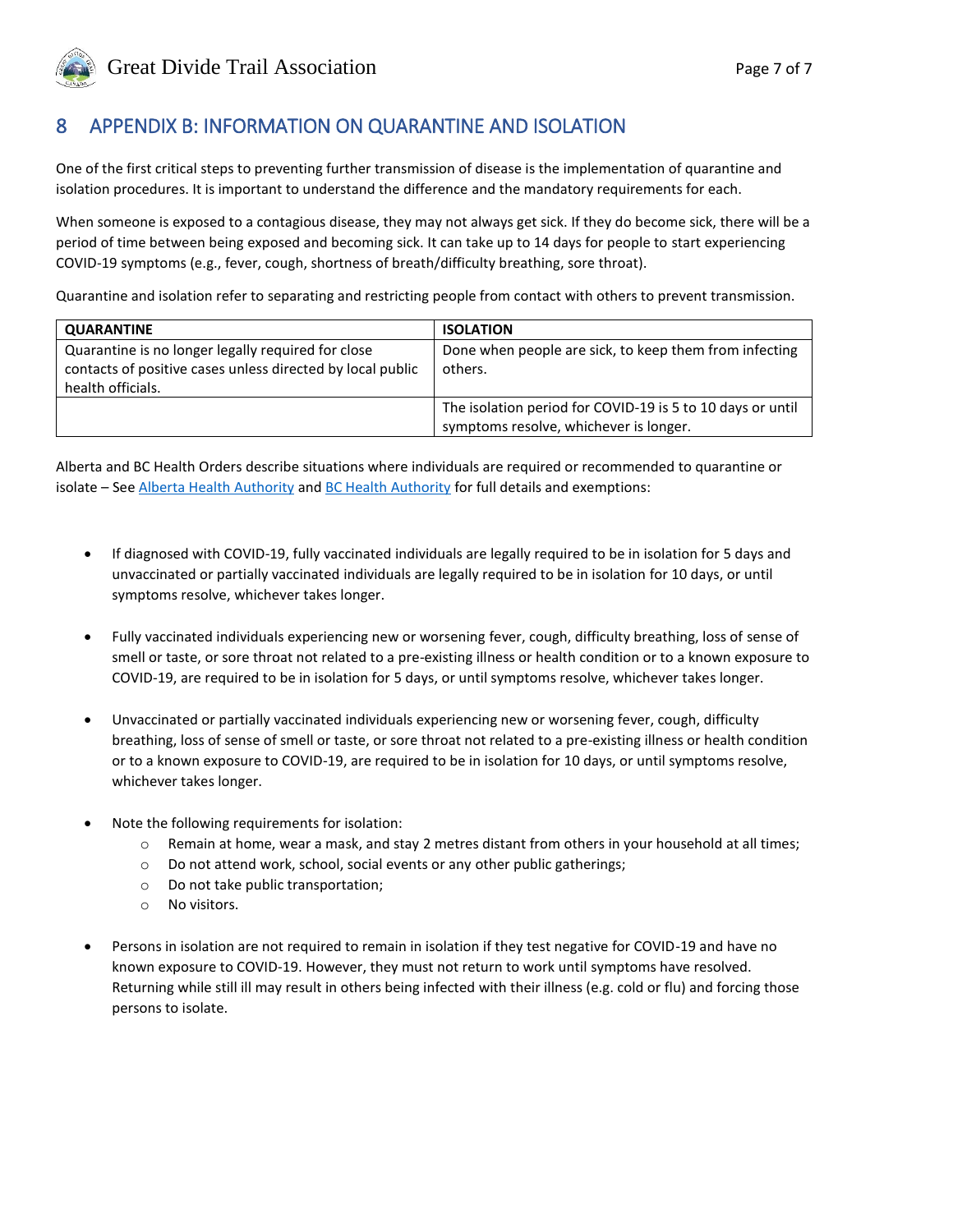# 8 APPENDIX B: INFORMATION ON QUARANTINE AND ISOLATION

One of the first critical steps to preventing further transmission of disease is the implementation of quarantine and isolation procedures. It is important to understand the difference and the mandatory requirements for each.

When someone is exposed to a contagious disease, they may not always get sick. If they do become sick, there will be a period of time between being exposed and becoming sick. It can take up to 14 days for people to start experiencing COVID-19 symptoms (e.g., fever, cough, shortness of breath/difficulty breathing, sore throat).

Quarantine and isolation refer to separating and restricting people from contact with others to prevent transmission.

| QUARANTINE | ISOLATION |
|---|---|
| Quarantine is no longer legally required for close contacts of positive cases unless directed by local public health officials. | Done when people are sick, to keep them from infecting others. |
| | The isolation period for COVID-19 is 5 to 10 days or until symptoms resolve, whichever is longer. |

Alberta and BC Health Orders describe situations where individuals are required or recommended to quarantine or isolate – See Alberta Health Authority and BC Health Authority for full details and exemptions:

- If diagnosed with COVID-19, fully vaccinated individuals are legally required to be in isolation for 5 days and unvaccinated or partially vaccinated individuals are legally required to be in isolation for 10 days, or until symptoms resolve, whichever takes longer.
- Fully vaccinated individuals experiencing new or worsening fever, cough, difficulty breathing, loss of sense of smell or taste, or sore throat not related to a pre-existing illness or health condition or to a known exposure to COVID-19, are required to be in isolation for 5 days, or until symptoms resolve, whichever takes longer.
- Unvaccinated or partially vaccinated individuals experiencing new or worsening fever, cough, difficulty breathing, loss of sense of smell or taste, or sore throat not related to a pre-existing illness or health condition or to a known exposure to COVID-19, are required to be in isolation for 10 days, or until symptoms resolve, whichever takes longer.
- Note the following requirements for isolation:
  - Remain at home, wear a mask, and stay 2 metres distant from others in your household at all times;
  - Do not attend work, school, social events or any other public gatherings;
  - Do not take public transportation;
  - No visitors.
- Persons in isolation are not required to remain in isolation if they test negative for COVID-19 and have no known exposure to COVID-19. However, they must not return to work until symptoms have resolved. Returning while still ill may result in others being infected with their illness (e.g. cold or flu) and forcing those persons to isolate.